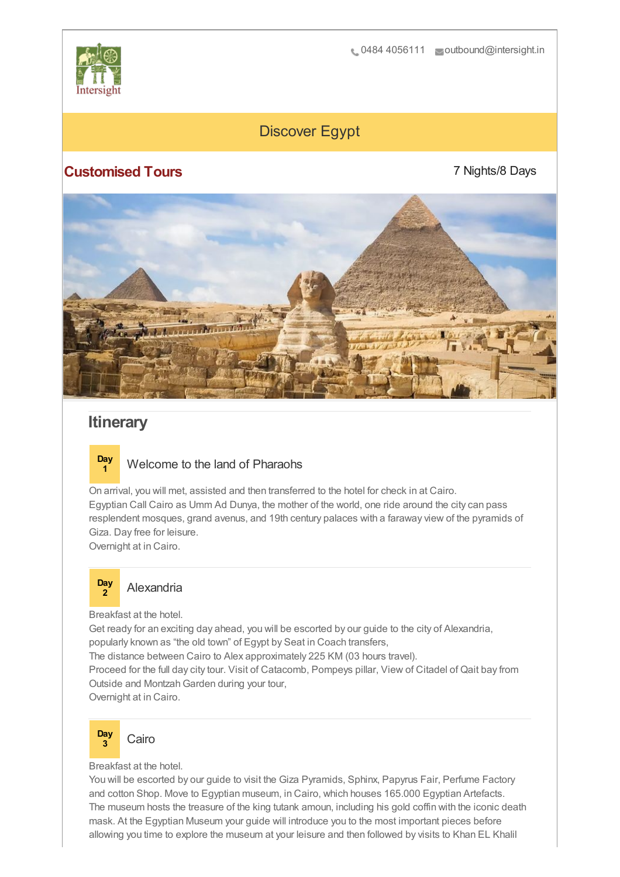Intersight

0484 4056111 outbound@intersight.in

# Discover Egypt

## Customised Tours

7 Nights/8 Days

## Itinerary

### Day 1 Welcome to the land of Pharaohs

On arrival, you will met, assisted and then transferred to the hotel for check in at Cairo.
Egyptian Call Cairo as Umm Ad Dunya, the mother of the world, one ride around the city can pass resplendent mosques, grand avenus, and 19th century palaces with a faraway view of the pyramids of Giza. Day free for leisure.
Overnight at in Cairo.

### Day 2 Alexandria

Breakfast at the hotel.
Get ready for an exciting day ahead, you will be escorted by our guide to the city of Alexandria, popularly known as "the old town" of Egypt by Seat in Coach transfers,
The distance between Cairo to Alex approximately 225 KM (03 hours travel).
Proceed for the full day city tour. Visit of Catacomb, Pompeys pillar, View of Citadel of Qait bay from Outside and Montzah Garden during your tour,
Overnight at in Cairo.

### Day 3 Cairo

Breakfast at the hotel.
You will be escorted by our guide to visit the Giza Pyramids, Sphinx, Papyrus Fair, Perfume Factory and cotton Shop. Move to Egyptian museum, in Cairo, which houses 165.000 Egyptian Artefacts. The museum hosts the treasure of the king tutank amoun, including his gold coffin with the iconic death mask. At the Egyptian Museum your guide will introduce you to the most important pieces before allowing you time to explore the museum at your leisure and then followed by visits to Khan EL Khalil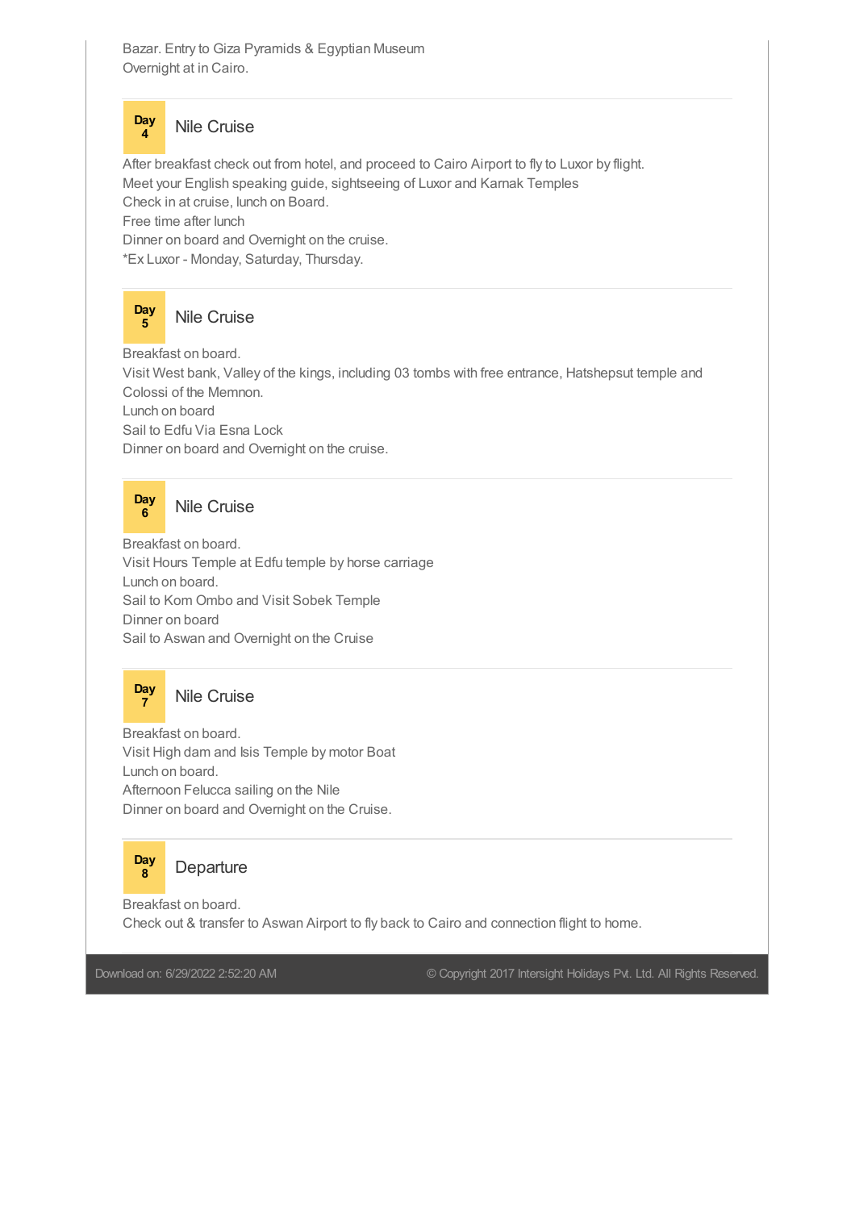Bazar. Entry to Giza Pyramids & Egyptian Museum
Overnight at in Cairo.

## Day 4 Nile Cruise

After breakfast check out from hotel, and proceed to Cairo Airport to fly to Luxor by flight.
Meet your English speaking guide, sightseeing of Luxor and Karnak Temples
Check in at cruise, lunch on Board.
Free time after lunch
Dinner on board and Overnight on the cruise.
*Ex Luxor - Monday, Saturday, Thursday.

## Day 5 Nile Cruise

Breakfast on board.
Visit West bank, Valley of the kings, including 03 tombs with free entrance, Hatshepsut temple and Colossi of the Memnon.
Lunch on board
Sail to Edfu Via Esna Lock
Dinner on board and Overnight on the cruise.

## Day 6 Nile Cruise

Breakfast on board.
Visit Hours Temple at Edfu temple by horse carriage
Lunch on board.
Sail to Kom Ombo and Visit Sobek Temple
Dinner on board
Sail to Aswan and Overnight on the Cruise

## Day 7 Nile Cruise

Breakfast on board.
Visit High dam and Isis Temple by motor Boat
Lunch on board.
Afternoon Felucca sailing on the Nile
Dinner on board and Overnight on the Cruise.

## Day 8 Departure

Breakfast on board.
Check out & transfer to Aswan Airport to fly back to Cairo and connection flight to home.

Download on: 6/29/2022 2:52:20 AM

© Copyright 2017 Intersight Holidays Pvt. Ltd. All Rights Reserved.